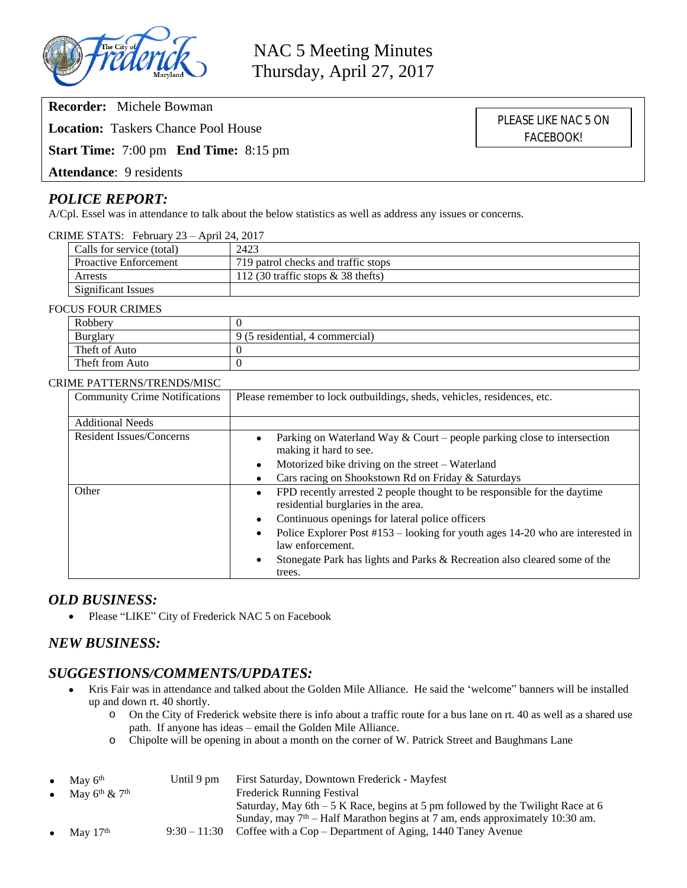# NAC 5 Meeting Minutes
# Thursday, April 27, 2017

**Recorder:** Michele Bowman

**Location:** Taskers Chance Pool House

**Start Time:** 7:00 pm **End Time:** 8:15 pm

**Attendance**: 9 residents

PLEASE LIKE NAC 5 ON FACEBOOK!

## *POLICE REPORT:*

A/Cpl. Essel was in attendance to talk about the below statistics as well as address any issues or concerns.

CRIME STATS: February 23 – April 24, 2017

| | |
|---|---|
| Calls for service (total) | 2423 |
| Proactive Enforcement | 719 patrol checks and traffic stops |
| Arrests | 112 (30 traffic stops & 38 thefts) |
| Significant Issues | |

FOCUS FOUR CRIMES

| | |
|---|---|
| Robbery | 0 |
| Burglary | 9 (5 residential, 4 commercial) |
| Theft of Auto | 0 |
| Theft from Auto | 0 |

CRIME PATTERNS/TRENDS/MISC

| | |
|---|---|
| Community Crime Notifications | Please remember to lock outbuildings, sheds, vehicles, residences, etc. |
| Additional Needs | |
| Resident Issues/Concerns | • Parking on Waterland Way & Court – people parking close to intersection making it hard to see.<br>• Motorized bike driving on the street – Waterland<br>• Cars racing on Shookstown Rd on Friday & Saturdays |
| Other | • FPD recently arrested 2 people thought to be responsible for the daytime residential burglaries in the area.<br>• Continuous openings for lateral police officers<br>• Police Explorer Post #153 – looking for youth ages 14-20 who are interested in law enforcement.<br>• Stonegate Park has lights and Parks & Recreation also cleared some of the trees. |

## *OLD BUSINESS:*

- Please "LIKE" City of Frederick NAC 5 on Facebook

## *NEW BUSINESS:*

## *SUGGESTIONS/COMMENTS/UPDATES:*

- Kris Fair was in attendance and talked about the Golden Mile Alliance. He said the 'welcome" banners will be installed up and down rt. 40 shortly.
  - On the City of Frederick website there is info about a traffic route for a bus lane on rt. 40 as well as a shared use path. If anyone has ideas – email the Golden Mile Alliance.
  - Chipolte will be opening in about a month on the corner of W. Patrick Street and Baughmans Lane

| | | |
|---|---|---|
| • May 6th | Until 9 pm | First Saturday, Downtown Frederick - Mayfest |
| • May 6th & 7th | | Frederick Running Festival<br>Saturday, May 6th – 5 K Race, begins at 5 pm followed by the Twilight Race at 6<br>Sunday, may 7th – Half Marathon begins at 7 am, ends approximately 10:30 am. |
| • May 17th | 9:30 – 11:30 | Coffee with a Cop – Department of Aging, 1440 Taney Avenue |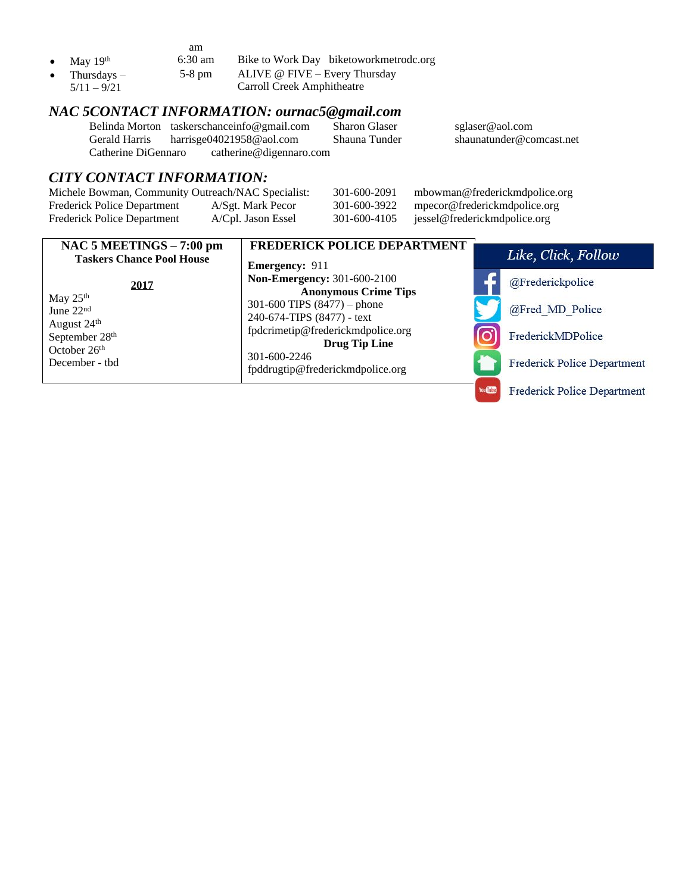am

- May 19th — 6:30 am — Bike to Work Day biketoworkmetrodc.org
- Thursdays – 5/11 – 9/21 — 5-8 pm — ALIVE @ FIVE – Every Thursday, Carroll Creek Amphitheatre

## *NAC 5CONTACT INFORMATION: ournac5@gmail.com*

| | | | |
|---|---|---|---|
| Belinda Morton | taskerschanceinfo@gmail.com | Sharon Glaser | sglaser@aol.com |
| Gerald Harris | harrisge04021958@aol.com | Shauna Tunder | shaunatunder@comcast.net |
| Catherine DiGennaro | catherine@digennaro.com | | |

## *CITY CONTACT INFORMATION:*

| | | | |
|---|---|---|---|
| Michele Bowman, Community Outreach/NAC Specialist: | | 301-600-2091 | mbowman@frederickmdpolice.org |
| Frederick Police Department | A/Sgt. Mark Pecor | 301-600-3922 | mpecor@frederickmdpolice.org |
| Frederick Police Department | A/Cpl. Jason Essel | 301-600-4105 | jessel@frederickmdpolice.org |

| NAC 5 MEETINGS – 7:00 pm<br>Taskers Chance Pool House | FREDERICK POLICE DEPARTMENT |
|---|---|
| **2017**<br>May 25th<br>June 22nd<br>August 24th<br>September 28th<br>October 26th<br>December - tbd | **Emergency:** 911<br>**Non-Emergency:** 301-600-2100<br>**Anonymous Crime Tips**<br>301-600 TIPS (8477) – phone<br>240-674-TIPS (8477) - text<br>fpdcrimetip@frederickmdpolice.org<br>**Drug Tip Line**<br>301-600-2246<br>fpddrugtip@frederickmdpolice.org |

*Like, Click, Follow*

- @Frederickpolice
- @Fred_MD_Police
- FrederickMDPolice
- Frederick Police Department
- Frederick Police Department